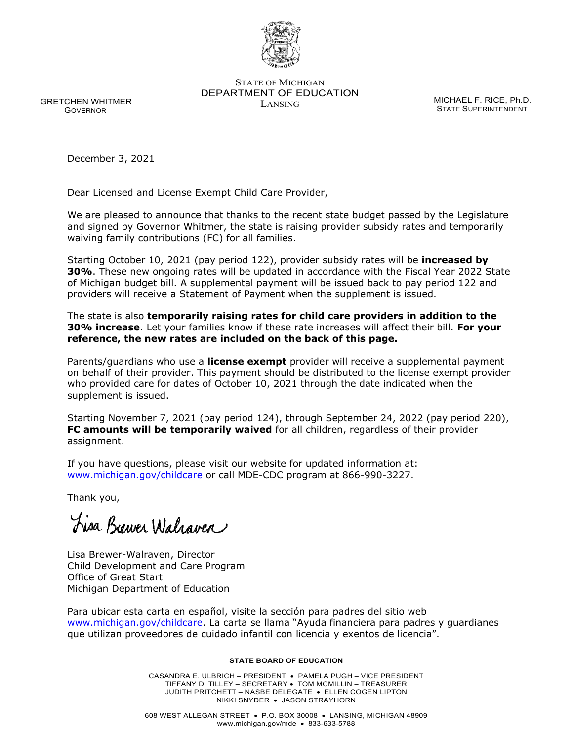STATE OF MICHIGAN
DEPARTMENT OF EDUCATION
LANSING

GRETCHEN WHITMER
GOVERNOR

MICHAEL F. RICE, Ph.D.
STATE SUPERINTENDENT

December 3, 2021

Dear Licensed and License Exempt Child Care Provider,

We are pleased to announce that thanks to the recent state budget passed by the Legislature and signed by Governor Whitmer, the state is raising provider subsidy rates and temporarily waiving family contributions (FC) for all families.

Starting October 10, 2021 (pay period 122), provider subsidy rates will be **increased by 30%**. These new ongoing rates will be updated in accordance with the Fiscal Year 2022 State of Michigan budget bill. A supplemental payment will be issued back to pay period 122 and providers will receive a Statement of Payment when the supplement is issued.

The state is also **temporarily raising rates for child care providers in addition to the 30% increase**. Let your families know if these rate increases will affect their bill. **For your reference, the new rates are included on the back of this page.**

Parents/guardians who use a **license exempt** provider will receive a supplemental payment on behalf of their provider. This payment should be distributed to the license exempt provider who provided care for dates of October 10, 2021 through the date indicated when the supplement is issued.

Starting November 7, 2021 (pay period 124), through September 24, 2022 (pay period 220), **FC amounts will be temporarily waived** for all children, regardless of their provider assignment.

If you have questions, please visit our website for updated information at: www.michigan.gov/childcare or call MDE-CDC program at 866-990-3227.

Thank you,

Lisa Brewer Walraven

Lisa Brewer-Walraven, Director
Child Development and Care Program
Office of Great Start
Michigan Department of Education

Para ubicar esta carta en español, visite la sección para padres del sitio web www.michigan.gov/childcare. La carta se llama "Ayuda financiera para padres y guardianes que utilizan proveedores de cuidado infantil con licencia y exentos de licencia".

STATE BOARD OF EDUCATION

CASANDRA E. ULBRICH – PRESIDENT • PAMELA PUGH – VICE PRESIDENT
TIFFANY D. TILLEY – SECRETARY • TOM MCMILLIN – TREASURER
JUDITH PRITCHETT – NASBE DELEGATE • ELLEN COGEN LIPTON
NIKKI SNYDER • JASON STRAYHORN

608 WEST ALLEGAN STREET • P.O. BOX 30008 • LANSING, MICHIGAN 48909
www.michigan.gov/mde • 833-633-5788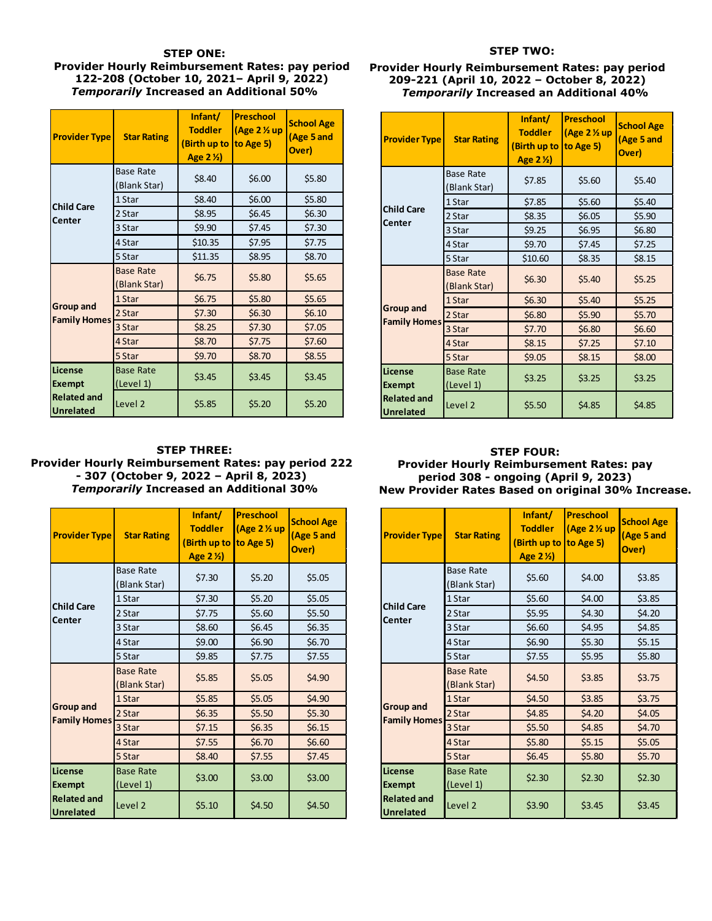### STEP ONE:

**Provider Hourly Reimbursement Rates: pay period 122-208 (October 10, 2021– April 9, 2022)**
***Temporarily* Increased an Additional 50%**

| Provider Type | Star Rating | Infant/ Toddler (Birth up to Age 2 ½) | Preschool (Age 2 ½ up to Age 5) | School Age (Age 5 and Over) |
|---|---|---|---|---|
| Child Care Center | Base Rate (Blank Star) | $8.40 | $6.00 | $5.80 |
| | 1 Star | $8.40 | $6.00 | $5.80 |
| | 2 Star | $8.95 | $6.45 | $6.30 |
| | 3 Star | $9.90 | $7.45 | $7.30 |
| | 4 Star | $10.35 | $7.95 | $7.75 |
| | 5 Star | $11.35 | $8.95 | $8.70 |
| Group and Family Homes | Base Rate (Blank Star) | $6.75 | $5.80 | $5.65 |
| | 1 Star | $6.75 | $5.80 | $5.65 |
| | 2 Star | $7.30 | $6.30 | $6.10 |
| | 3 Star | $8.25 | $7.30 | $7.05 |
| | 4 Star | $8.70 | $7.75 | $7.60 |
| | 5 Star | $9.70 | $8.70 | $8.55 |
| License Exempt Related and Unrelated | Base Rate (Level 1) | $3.45 | $3.45 | $3.45 |
| | Level 2 | $5.85 | $5.20 | $5.20 |

### STEP TWO:

**Provider Hourly Reimbursement Rates: pay period 209-221 (April 10, 2022 – October 8, 2022)**
***Temporarily* Increased an Additional 40%**

| Provider Type | Star Rating | Infant/ Toddler (Birth up to Age 2 ½) | Preschool (Age 2 ½ up to Age 5) | School Age (Age 5 and Over) |
|---|---|---|---|---|
| Child Care Center | Base Rate (Blank Star) | $7.85 | $5.60 | $5.40 |
| | 1 Star | $7.85 | $5.60 | $5.40 |
| | 2 Star | $8.35 | $6.05 | $5.90 |
| | 3 Star | $9.25 | $6.95 | $6.80 |
| | 4 Star | $9.70 | $7.45 | $7.25 |
| | 5 Star | $10.60 | $8.35 | $8.15 |
| Group and Family Homes | Base Rate (Blank Star) | $6.30 | $5.40 | $5.25 |
| | 1 Star | $6.30 | $5.40 | $5.25 |
| | 2 Star | $6.80 | $5.90 | $5.70 |
| | 3 Star | $7.70 | $6.80 | $6.60 |
| | 4 Star | $8.15 | $7.25 | $7.10 |
| | 5 Star | $9.05 | $8.15 | $8.00 |
| License Exempt Related and Unrelated | Base Rate (Level 1) | $3.25 | $3.25 | $3.25 |
| | Level 2 | $5.50 | $4.85 | $4.85 |

### STEP THREE:

**Provider Hourly Reimbursement Rates: pay period 222 - 307 (October 9, 2022 – April 8, 2023)**
***Temporarily* Increased an Additional 30%**

| Provider Type | Star Rating | Infant/ Toddler (Birth up to Age 2 ½) | Preschool (Age 2 ½ up to Age 5) | School Age (Age 5 and Over) |
|---|---|---|---|---|
| Child Care Center | Base Rate (Blank Star) | $7.30 | $5.20 | $5.05 |
| | 1 Star | $7.30 | $5.20 | $5.05 |
| | 2 Star | $7.75 | $5.60 | $5.50 |
| | 3 Star | $8.60 | $6.45 | $6.35 |
| | 4 Star | $9.00 | $6.90 | $6.70 |
| | 5 Star | $9.85 | $7.75 | $7.55 |
| Group and Family Homes | Base Rate (Blank Star) | $5.85 | $5.05 | $4.90 |
| | 1 Star | $5.85 | $5.05 | $4.90 |
| | 2 Star | $6.35 | $5.50 | $5.30 |
| | 3 Star | $7.15 | $6.35 | $6.15 |
| | 4 Star | $7.55 | $6.70 | $6.60 |
| | 5 Star | $8.40 | $7.55 | $7.45 |
| License Exempt Related and Unrelated | Base Rate (Level 1) | $3.00 | $3.00 | $3.00 |
| | Level 2 | $5.10 | $4.50 | $4.50 |

### STEP FOUR:

**Provider Hourly Reimbursement Rates: pay period 308 - ongoing (April 9, 2023)**
**New Provider Rates Based on original 30% Increase.**

| Provider Type | Star Rating | Infant/ Toddler (Birth up to Age 2 ½) | Preschool (Age 2 ½ up to Age 5) | School Age (Age 5 and Over) |
|---|---|---|---|---|
| Child Care Center | Base Rate (Blank Star) | $5.60 | $4.00 | $3.85 |
| | 1 Star | $5.60 | $4.00 | $3.85 |
| | 2 Star | $5.95 | $4.30 | $4.20 |
| | 3 Star | $6.60 | $4.95 | $4.85 |
| | 4 Star | $6.90 | $5.30 | $5.15 |
| | 5 Star | $7.55 | $5.95 | $5.80 |
| Group and Family Homes | Base Rate (Blank Star) | $4.50 | $3.85 | $3.75 |
| | 1 Star | $4.50 | $3.85 | $3.75 |
| | 2 Star | $4.85 | $4.20 | $4.05 |
| | 3 Star | $5.50 | $4.85 | $4.70 |
| | 4 Star | $5.80 | $5.15 | $5.05 |
| | 5 Star | $6.45 | $5.80 | $5.70 |
| License Exempt Related and Unrelated | Base Rate (Level 1) | $2.30 | $2.30 | $2.30 |
| | Level 2 | $3.90 | $3.45 | $3.45 |